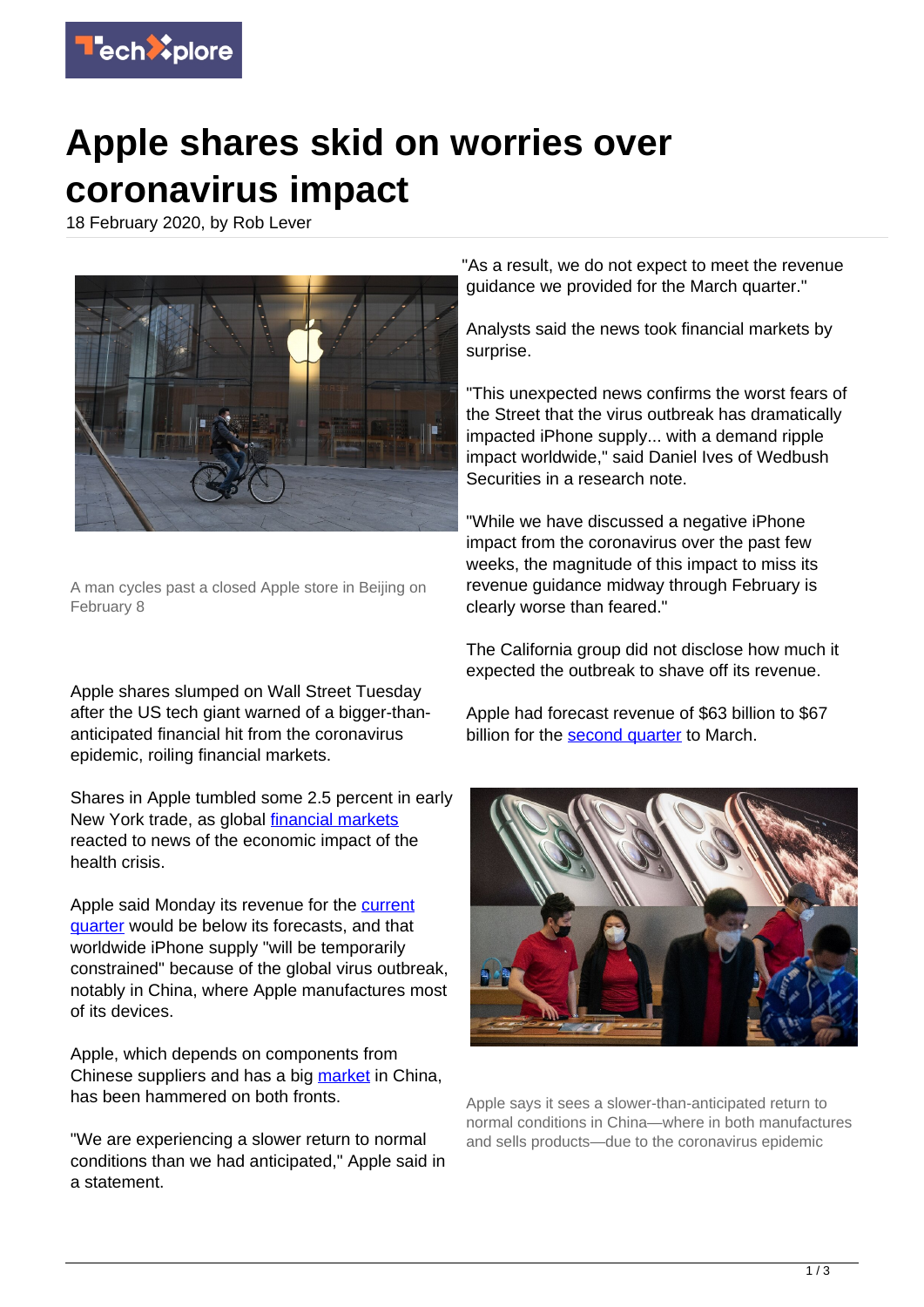# Apple shares skid on worries over coronavirus impact

18 February 2020, by Rob Lever

A man cycles past a closed Apple store in Beijing on February 8

Apple shares slumped on Wall Street Tuesday after the US tech giant warned of a bigger-than-anticipated financial hit from the coronavirus epidemic, roiling financial markets.

Shares in Apple tumbled some 2.5 percent in early New York trade, as global financial markets reacted to news of the economic impact of the health crisis.

Apple said Monday its revenue for the current quarter would be below its forecasts, and that worldwide iPhone supply "will be temporarily constrained" because of the global virus outbreak, notably in China, where Apple manufactures most of its devices.

Apple, which depends on components from Chinese suppliers and has a big market in China, has been hammered on both fronts.

"We are experiencing a slower return to normal conditions than we had anticipated," Apple said in a statement.

"As a result, we do not expect to meet the revenue guidance we provided for the March quarter."

Analysts said the news took financial markets by surprise.

"This unexpected news confirms the worst fears of the Street that the virus outbreak has dramatically impacted iPhone supply... with a demand ripple impact worldwide," said Daniel Ives of Wedbush Securities in a research note.

"While we have discussed a negative iPhone impact from the coronavirus over the past few weeks, the magnitude of this impact to miss its revenue guidance midway through February is clearly worse than feared."

The California group did not disclose how much it expected the outbreak to shave off its revenue.

Apple had forecast revenue of $63 billion to $67 billion for the second quarter to March.

Apple says it sees a slower-than-anticipated return to normal conditions in China—where in both manufactures and sells products—due to the coronavirus epidemic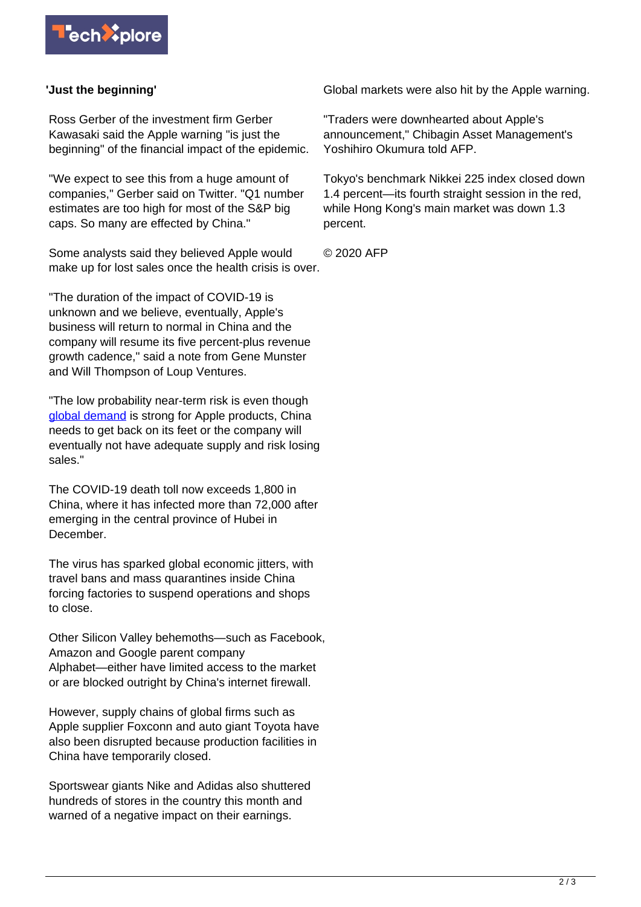**'Just the beginning'**

Ross Gerber of the investment firm Gerber Kawasaki said the Apple warning "is just the beginning" of the financial impact of the epidemic.

"We expect to see this from a huge amount of companies," Gerber said on Twitter. "Q1 number estimates are too high for most of the S&P big caps. So many are effected by China."

Some analysts said they believed Apple would make up for lost sales once the health crisis is over.

"The duration of the impact of COVID-19 is unknown and we believe, eventually, Apple's business will return to normal in China and the company will resume its five percent-plus revenue growth cadence," said a note from Gene Munster and Will Thompson of Loup Ventures.

"The low probability near-term risk is even though global demand is strong for Apple products, China needs to get back on its feet or the company will eventually not have adequate supply and risk losing sales."

The COVID-19 death toll now exceeds 1,800 in China, where it has infected more than 72,000 after emerging in the central province of Hubei in December.

The virus has sparked global economic jitters, with travel bans and mass quarantines inside China forcing factories to suspend operations and shops to close.

Other Silicon Valley behemoths—such as Facebook, Amazon and Google parent company Alphabet—either have limited access to the market or are blocked outright by China's internet firewall.

However, supply chains of global firms such as Apple supplier Foxconn and auto giant Toyota have also been disrupted because production facilities in China have temporarily closed.

Sportswear giants Nike and Adidas also shuttered hundreds of stores in the country this month and warned of a negative impact on their earnings.

Global markets were also hit by the Apple warning.

"Traders were downhearted about Apple's announcement," Chibagin Asset Management's Yoshihiro Okumura told AFP.

Tokyo's benchmark Nikkei 225 index closed down 1.4 percent—its fourth straight session in the red, while Hong Kong's main market was down 1.3 percent.

© 2020 AFP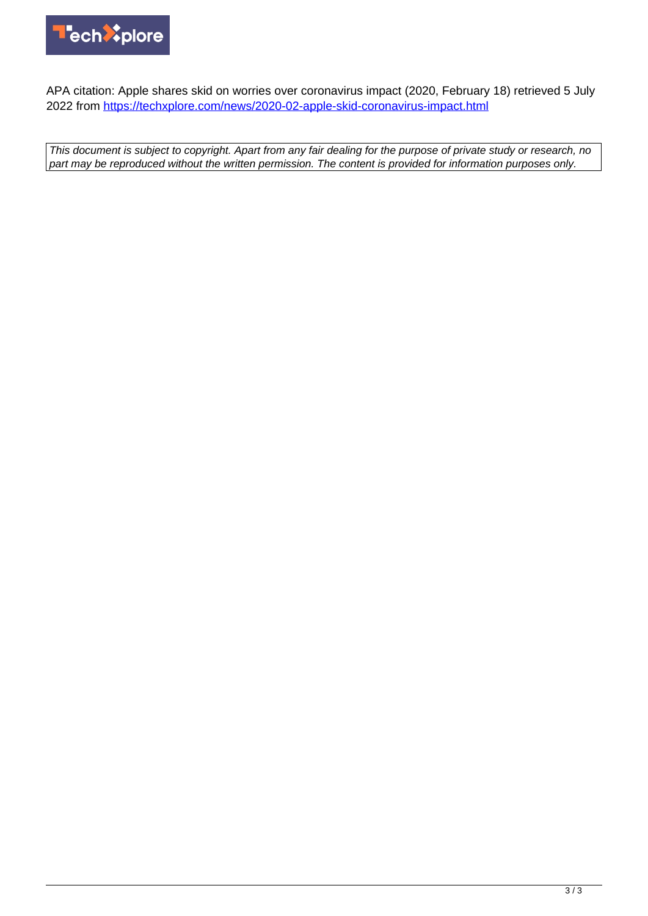APA citation: Apple shares skid on worries over coronavirus impact (2020, February 18) retrieved 5 July 2022 from https://techxplore.com/news/2020-02-apple-skid-coronavirus-impact.html

*This document is subject to copyright. Apart from any fair dealing for the purpose of private study or research, no part may be reproduced without the written permission. The content is provided for information purposes only.*